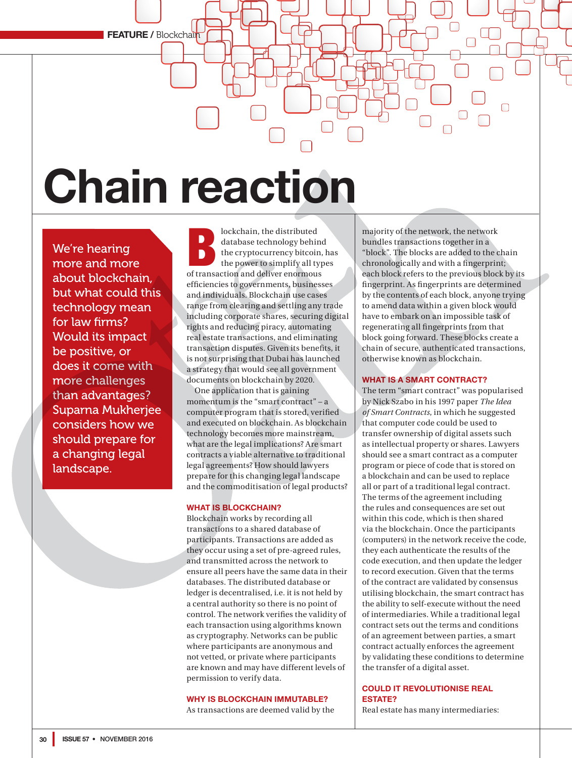# Chain reaction

We're hearing more and more about blockchain, but what could this technology mean for law firms? Would its impact be positive, or does it come with more challenges than advantages? Suparna Mukherjee considers how we should prepare for a changing legal landscape.

Blockchain, the distributed database technology behind the cryptocurrency bitcoin, has the power to simplify all types of transaction and deliver enormous efficiencies to governments, businesses and individuals. Blockchain use cases range from clearing and settling any trade including corporate shares, securing digital rights and reducing piracy, automating real estate transactions, and eliminating transaction disputes. Given its benefits, it is not surprising that Dubai has launched a strategy that would see all government documents on blockchain by 2020.

One application that is gaining momentum is the "smart contract" – a computer program that is stored, verified and executed on blockchain. As blockchain technology becomes more mainstream, what are the legal implications? Are smart contracts a viable alternative to traditional legal agreements? How should lawyers prepare for this changing legal landscape and the commoditisation of legal products?

## WHAT IS BLOCKCHAIN?

Blockchain works by recording all transactions to a shared database of participants. Transactions are added as they occur using a set of pre-agreed rules, and transmitted across the network to ensure all peers have the same data in their databases. The distributed database or ledger is decentralised, i.e. it is not held by a central authority so there is no point of control. The network verifies the validity of each transaction using algorithms known as cryptography. Networks can be public where participants are anonymous and not vetted, or private where participants are known and may have different levels of permission to verify data.

## WHY IS BLOCKCHAIN IMMUTABLE?

As transactions are deemed valid by the majority of the network, the network bundles transactions together in a "block". The blocks are added to the chain chronologically and with a fingerprint; each block refers to the previous block by its fingerprint. As fingerprints are determined by the contents of each block, anyone trying to amend data within a given block would have to embark on an impossible task of regenerating all fingerprints from that block going forward. These blocks create a chain of secure, authenticated transactions, otherwise known as blockchain.

## WHAT IS A SMART CONTRACT?

The term "smart contract" was popularised by Nick Szabo in his 1997 paper *The Idea of Smart Contracts*, in which he suggested that computer code could be used to transfer ownership of digital assets such as intellectual property or shares. Lawyers should see a smart contract as a computer program or piece of code that is stored on a blockchain and can be used to replace all or part of a traditional legal contract. The terms of the agreement including the rules and consequences are set out within this code, which is then shared via the blockchain. Once the participants (computers) in the network receive the code, they each authenticate the results of the code execution, and then update the ledger to record execution. Given that the terms of the contract are validated by consensus utilising blockchain, the smart contract has the ability to self-execute without the need of intermediaries. While a traditional legal contract sets out the terms and conditions of an agreement between parties, a smart contract actually enforces the agreement by validating these conditions to determine the transfer of a digital asset.

## COULD IT REVOLUTIONISE REAL ESTATE?

Real estate has many intermediaries: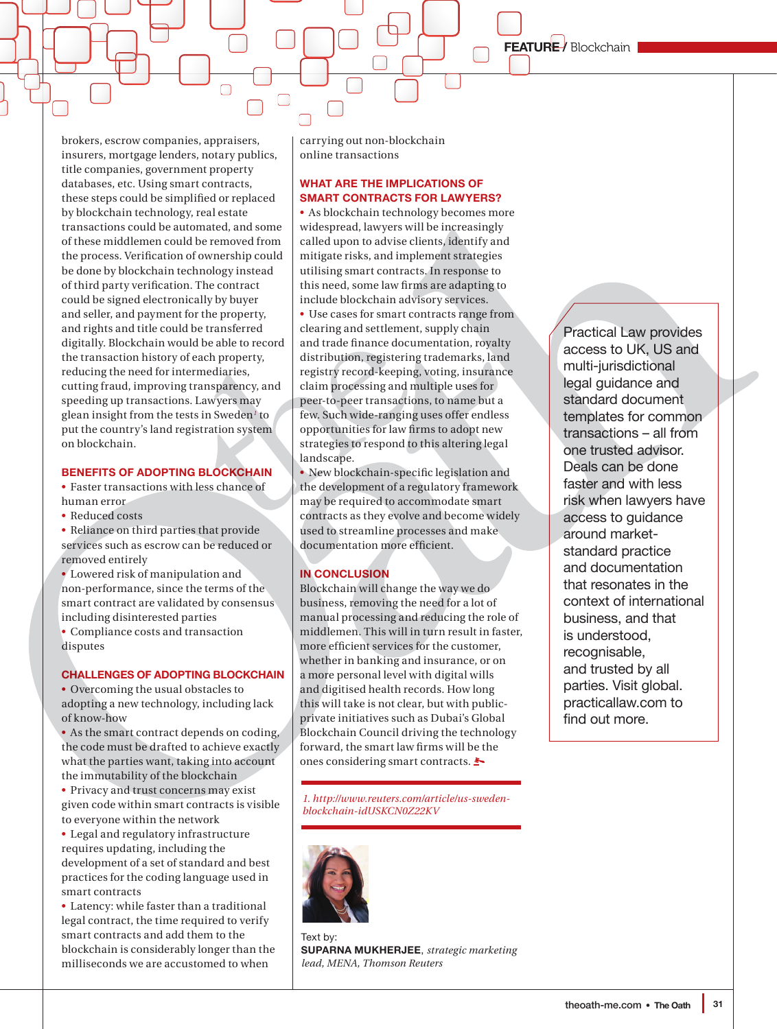brokers, escrow companies, appraisers, insurers, mortgage lenders, notary publics, title companies, government property databases, etc. Using smart contracts, these steps could be simplified or replaced by blockchain technology, real estate transactions could be automated, and some of these middlemen could be removed from the process. Verification of ownership could be done by blockchain technology instead of third party verification. The contract could be signed electronically by buyer and seller, and payment for the property, and rights and title could be transferred digitally. Blockchain would be able to record the transaction history of each property, reducing the need for intermediaries, cutting fraud, improving transparency, and speeding up transactions. Lawyers may glean insight from the tests in Sweden[1] to put the country's land registration system on blockchain.

## BENEFITS OF ADOPTING BLOCKCHAIN

- Faster transactions with less chance of human error
- Reduced costs
- Reliance on third parties that provide services such as escrow can be reduced or removed entirely
- Lowered risk of manipulation and non-performance, since the terms of the smart contract are validated by consensus including disinterested parties
- Compliance costs and transaction disputes

## CHALLENGES OF ADOPTING BLOCKCHAIN

- Overcoming the usual obstacles to adopting a new technology, including lack of know-how
- As the smart contract depends on coding, the code must be drafted to achieve exactly what the parties want, taking into account the immutability of the blockchain
- Privacy and trust concerns may exist given code within smart contracts is visible to everyone within the network
- Legal and regulatory infrastructure requires updating, including the development of a set of standard and best practices for the coding language used in smart contracts
- Latency: while faster than a traditional legal contract, the time required to verify smart contracts and add them to the blockchain is considerably longer than the milliseconds we are accustomed to when carrying out non-blockchain online transactions

## WHAT ARE THE IMPLICATIONS OF SMART CONTRACTS FOR LAWYERS?

- As blockchain technology becomes more widespread, lawyers will be increasingly called upon to advise clients, identify and mitigate risks, and implement strategies utilising smart contracts. In response to this need, some law firms are adapting to include blockchain advisory services.
- Use cases for smart contracts range from clearing and settlement, supply chain and trade finance documentation, royalty distribution, registering trademarks, land registry record-keeping, voting, insurance claim processing and multiple uses for peer-to-peer transactions, to name but a few. Such wide-ranging uses offer endless opportunities for law firms to adopt new strategies to respond to this altering legal landscape.
- New blockchain-specific legislation and the development of a regulatory framework may be required to accommodate smart contracts as they evolve and become widely used to streamline processes and make documentation more efficient.

## IN CONCLUSION

Blockchain will change the way we do business, removing the need for a lot of manual processing and reducing the role of middlemen. This will in turn result in faster, more efficient services for the customer, whether in banking and insurance, or on a more personal level with digital wills and digitised health records. How long this will take is not clear, but with public-private initiatives such as Dubai's Global Blockchain Council driving the technology forward, the smart law firms will be the ones considering smart contracts.

*1. http://www.reuters.com/article/us-sweden-blockchain-idUSKCN0Z22KV*

Text by:
**SUPARNA MUKHERJEE**, *strategic marketing lead, MENA, Thomson Reuters*

Practical Law provides access to UK, US and multi-jurisdictional legal guidance and standard document templates for common transactions – all from one trusted advisor. Deals can be done faster and with less risk when lawyers have access to guidance around market-standard practice and documentation that resonates in the context of international business, and that is understood, recognisable, and trusted by all parties. Visit global.practicallaw.com to find out more.